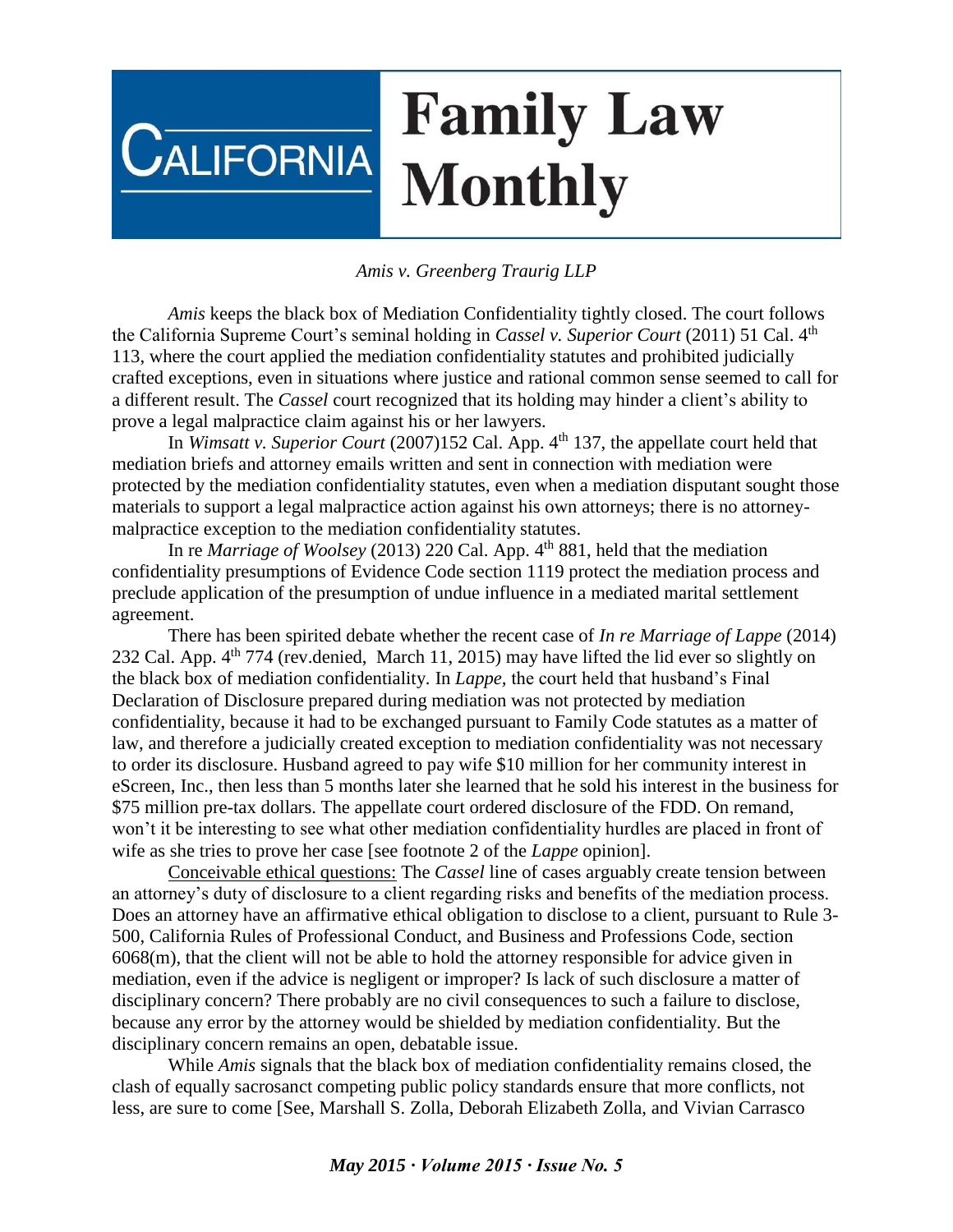# California Family Law Monthly

*Amis v. Greenberg Traurig LLP*

*Amis* keeps the black box of Mediation Confidentiality tightly closed. The court follows the California Supreme Court's seminal holding in *Cassel v. Superior Court* (2011) 51 Cal. 4th 113, where the court applied the mediation confidentiality statutes and prohibited judicially crafted exceptions, even in situations where justice and rational common sense seemed to call for a different result. The *Cassel* court recognized that its holding may hinder a client's ability to prove a legal malpractice claim against his or her lawyers.

In *Wimsatt v. Superior Court* (2007)152 Cal. App. 4th 137, the appellate court held that mediation briefs and attorney emails written and sent in connection with mediation were protected by the mediation confidentiality statutes, even when a mediation disputant sought those materials to support a legal malpractice action against his own attorneys; there is no attorney-malpractice exception to the mediation confidentiality statutes.

In re *Marriage of Woolsey* (2013) 220 Cal. App. 4th 881, held that the mediation confidentiality presumptions of Evidence Code section 1119 protect the mediation process and preclude application of the presumption of undue influence in a mediated marital settlement agreement.

There has been spirited debate whether the recent case of *In re Marriage of Lappe* (2014) 232 Cal. App. 4th 774 (rev.denied, March 11, 2015) may have lifted the lid ever so slightly on the black box of mediation confidentiality. In *Lappe*, the court held that husband's Final Declaration of Disclosure prepared during mediation was not protected by mediation confidentiality, because it had to be exchanged pursuant to Family Code statutes as a matter of law, and therefore a judicially created exception to mediation confidentiality was not necessary to order its disclosure. Husband agreed to pay wife $10 million for her community interest in eScreen, Inc., then less than 5 months later she learned that he sold his interest in the business for $75 million pre-tax dollars. The appellate court ordered disclosure of the FDD. On remand, won't it be interesting to see what other mediation confidentiality hurdles are placed in front of wife as she tries to prove her case [see footnote 2 of the *Lappe* opinion].

<u>Conceivable ethical questions:</u> The *Cassel* line of cases arguably create tension between an attorney's duty of disclosure to a client regarding risks and benefits of the mediation process. Does an attorney have an affirmative ethical obligation to disclose to a client, pursuant to Rule 3-500, California Rules of Professional Conduct, and Business and Professions Code, section 6068(m), that the client will not be able to hold the attorney responsible for advice given in mediation, even if the advice is negligent or improper? Is lack of such disclosure a matter of disciplinary concern? There probably are no civil consequences to such a failure to disclose, because any error by the attorney would be shielded by mediation confidentiality. But the disciplinary concern remains an open, debatable issue.

While *Amis* signals that the black box of mediation confidentiality remains closed, the clash of equally sacrosanct competing public policy standards ensure that more conflicts, not less, are sure to come [See, Marshall S. Zolla, Deborah Elizabeth Zolla, and Vivian Carrasco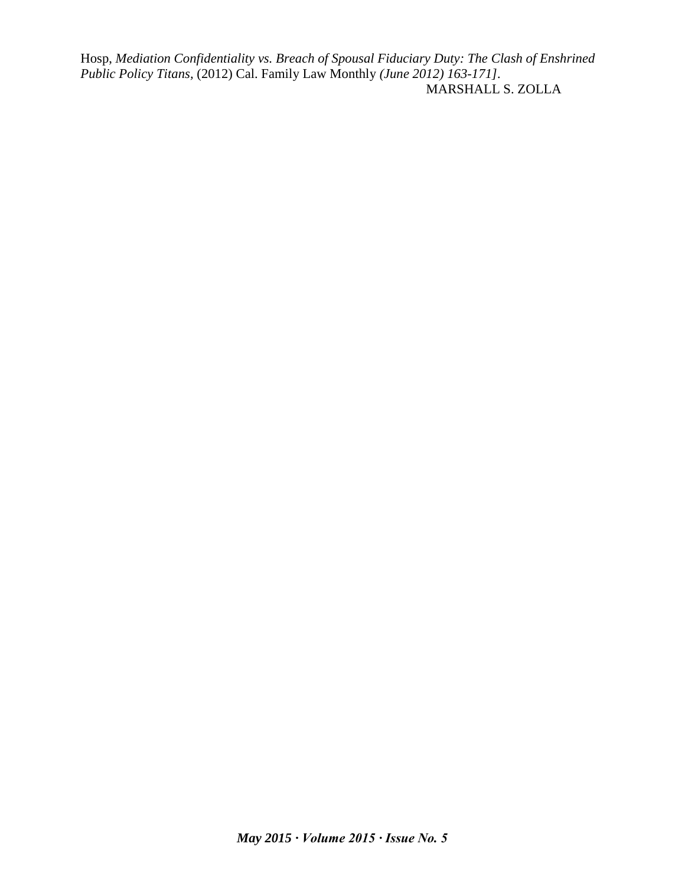Hosp, *Mediation Confidentiality vs. Breach of Spousal Fiduciary Duty: The Clash of Enshrined Public Policy Titans,* (2012) Cal. Family Law Monthly *(June 2012) 163-171]*.

MARSHALL S. ZOLLA